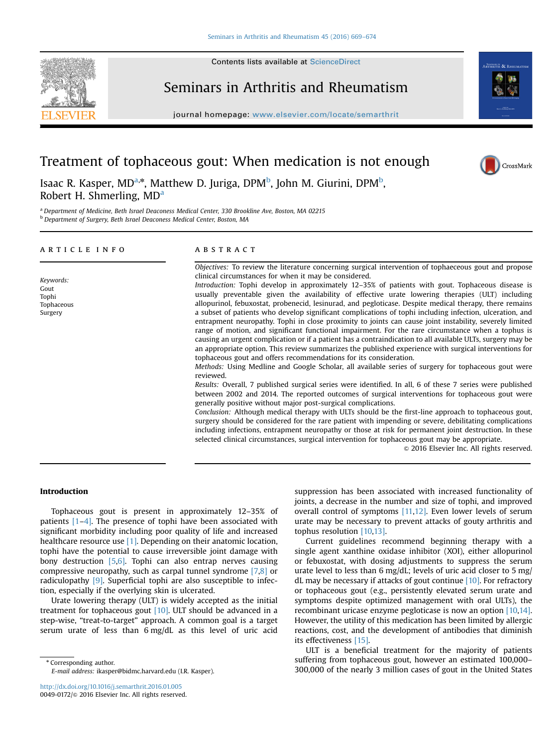# Treatment of tophaceous gout: When medication is not enough

Isaac R. Kasper, MD[a,*], Matthew D. Juriga, DPM[b], John M. Giurini, DPM[b], Robert H. Shmerling, MD[a]

[a] Department of Medicine, Beth Israel Deaconess Medical Center, 330 Brookline Ave, Boston, MA 02215
[b] Department of Surgery, Beth Israel Deaconess Medical Center, Boston, MA

## ARTICLE INFO

*Keywords:*
Gout
Tophi
Tophaceous
Surgery

## ABSTRACT

*Objectives:* To review the literature concerning surgical intervention of tophaeceous gout and propose clinical circumstances for when it may be considered.

*Introduction:* Tophi develop in approximately 12–35% of patients with gout. Tophaceous disease is usually preventable given the availability of effective urate lowering therapies (ULT) including allopurinol, febuxostat, probenecid, lesinurad, and pegloticase. Despite medical therapy, there remains a subset of patients who develop significant complications of tophi including infection, ulceration, and entrapment neuropathy. Tophi in close proximity to joints can cause joint instability, severely limited range of motion, and significant functional impairment. For the rare circumstance when a tophus is causing an urgent complication or if a patient has a contraindication to all available ULTs, surgery may be an appropriate option. This review summarizes the published experience with surgical interventions for tophaceous gout and offers recommendations for its consideration.

*Methods:* Using Medline and Google Scholar, all available series of surgery for tophaceous gout were reviewed.

*Results:* Overall, 7 published surgical series were identified. In all, 6 of these 7 series were published between 2002 and 2014. The reported outcomes of surgical interventions for tophaceous gout were generally positive without major post-surgical complications.

*Conclusion:* Although medical therapy with ULTs should be the first-line approach to tophaceous gout, surgery should be considered for the rare patient with impending or severe, debilitating complications including infections, entrapment neuropathy or those at risk for permanent joint destruction. In these selected clinical circumstances, surgical intervention for tophaceous gout may be appropriate.

© 2016 Elsevier Inc. All rights reserved.

## Introduction

Tophaceous gout is present in approximately 12–35% of patients [1–4]. The presence of tophi have been associated with significant morbidity including poor quality of life and increased healthcare resource use [1]. Depending on their anatomic location, tophi have the potential to cause irreversible joint damage with bony destruction [5,6]. Tophi can also entrap nerves causing compressive neuropathy, such as carpal tunnel syndrome [7,8] or radiculopathy [9]. Superficial tophi are also susceptible to infection, especially if the overlying skin is ulcerated.

Urate lowering therapy (ULT) is widely accepted as the initial treatment for tophaceous gout [10]. ULT should be advanced in a step-wise, "treat-to-target" approach. A common goal is a target serum urate of less than 6 mg/dL as this level of uric acid suppression has been associated with increased functionality of joints, a decrease in the number and size of tophi, and improved overall control of symptoms [11,12]. Even lower levels of serum urate may be necessary to prevent attacks of gouty arthritis and tophus resolution [10,13].

Current guidelines recommend beginning therapy with a single agent xanthine oxidase inhibitor (XOI), either allopurinol or febuxostat, with dosing adjustments to suppress the serum urate level to less than 6 mg/dL; levels of uric acid closer to 5 mg/dL may be necessary if attacks of gout continue [10]. For refractory or tophaceous gout (e.g., persistently elevated serum urate and symptoms despite optimized management with oral ULTs), the recombinant uricase enzyme pegloticase is now an option [10,14]. However, the utility of this medication has been limited by allergic reactions, cost, and the development of antibodies that diminish its effectiveness [15].

ULT is a beneficial treatment for the majority of patients suffering from tophaceous gout, however an estimated 100,000–300,000 of the nearly 3 million cases of gout in the United States

* Corresponding author.
E-mail address: ikasper@bidmc.harvard.edu (I.R. Kasper).

http://dx.doi.org/10.1016/j.semarthrit.2016.01.005
0049-0172/© 2016 Elsevier Inc. All rights reserved.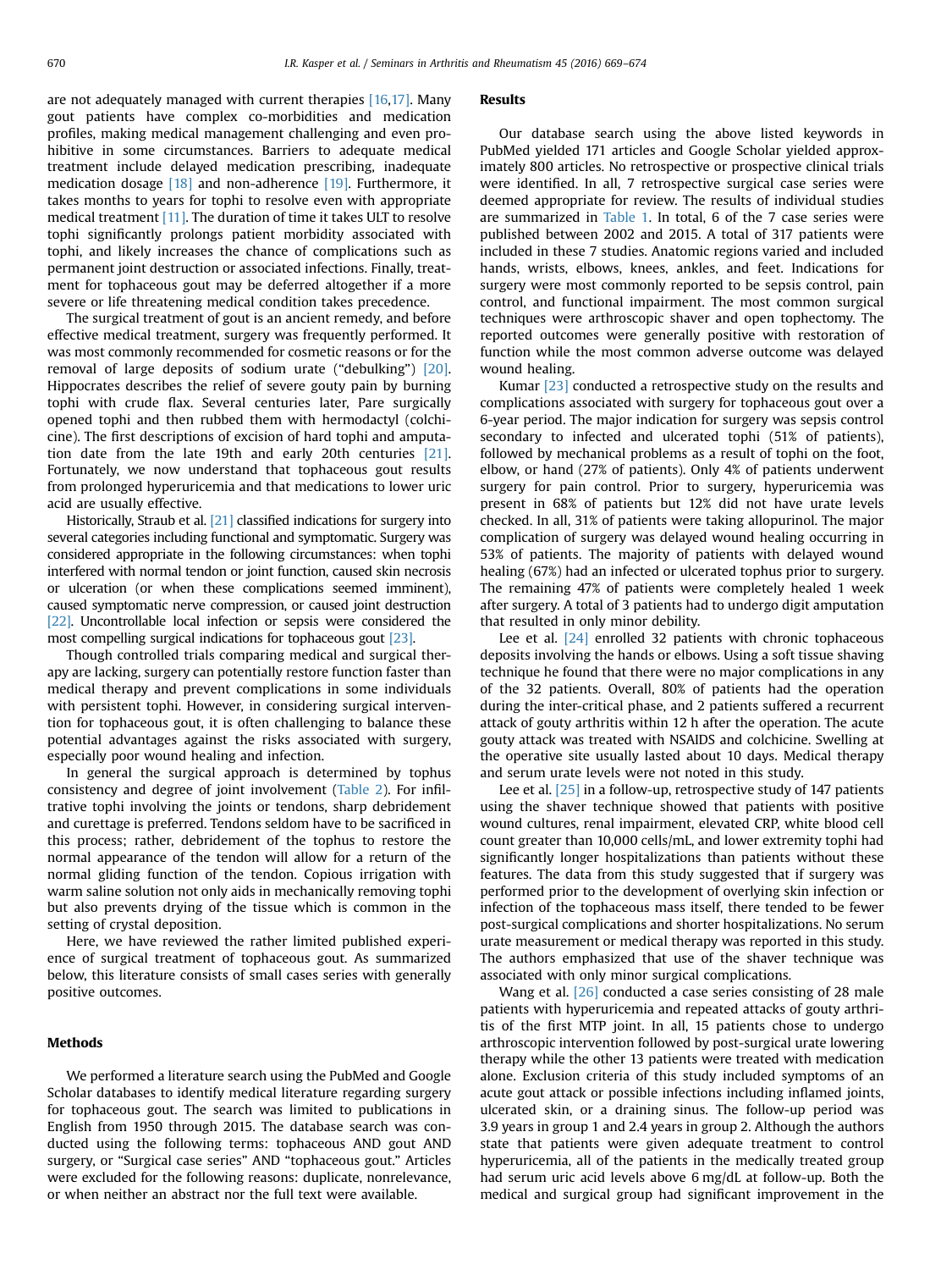are not adequately managed with current therapies [16,17]. Many gout patients have complex co-morbidities and medication profiles, making medical management challenging and even prohibitive in some circumstances. Barriers to adequate medical treatment include delayed medication prescribing, inadequate medication dosage [18] and non-adherence [19]. Furthermore, it takes months to years for tophi to resolve even with appropriate medical treatment [11]. The duration of time it takes ULT to resolve tophi significantly prolongs patient morbidity associated with tophi, and likely increases the chance of complications such as permanent joint destruction or associated infections. Finally, treatment for tophaceous gout may be deferred altogether if a more severe or life threatening medical condition takes precedence.

The surgical treatment of gout is an ancient remedy, and before effective medical treatment, surgery was frequently performed. It was most commonly recommended for cosmetic reasons or for the removal of large deposits of sodium urate ("debulking") [20]. Hippocrates describes the relief of severe gouty pain by burning tophi with crude flax. Several centuries later, Pare surgically opened tophi and then rubbed them with hermodactyl (colchicine). The first descriptions of excision of hard tophi and amputation date from the late 19th and early 20th centuries [21]. Fortunately, we now understand that tophaceous gout results from prolonged hyperuricemia and that medications to lower uric acid are usually effective.

Historically, Straub et al. [21] classified indications for surgery into several categories including functional and symptomatic. Surgery was considered appropriate in the following circumstances: when tophi interfered with normal tendon or joint function, caused skin necrosis or ulceration (or when these complications seemed imminent), caused symptomatic nerve compression, or caused joint destruction [22]. Uncontrollable local infection or sepsis were considered the most compelling surgical indications for tophaceous gout [23].

Though controlled trials comparing medical and surgical therapy are lacking, surgery can potentially restore function faster than medical therapy and prevent complications in some individuals with persistent tophi. However, in considering surgical intervention for tophaceous gout, it is often challenging to balance these potential advantages against the risks associated with surgery, especially poor wound healing and infection.

In general the surgical approach is determined by tophus consistency and degree of joint involvement (Table 2). For infiltrative tophi involving the joints or tendons, sharp debridement and curettage is preferred. Tendons seldom have to be sacrificed in this process; rather, debridement of the tophus to restore the normal appearance of the tendon will allow for a return of the normal gliding function of the tendon. Copious irrigation with warm saline solution not only aids in mechanically removing tophi but also prevents drying of the tissue which is common in the setting of crystal deposition.

Here, we have reviewed the rather limited published experience of surgical treatment of tophaceous gout. As summarized below, this literature consists of small cases series with generally positive outcomes.

## Methods

We performed a literature search using the PubMed and Google Scholar databases to identify medical literature regarding surgery for tophaceous gout. The search was limited to publications in English from 1950 through 2015. The database search was conducted using the following terms: tophaceous AND gout AND surgery, or "Surgical case series" AND "tophaceous gout." Articles were excluded for the following reasons: duplicate, nonrelevance, or when neither an abstract nor the full text were available.

## Results

Our database search using the above listed keywords in PubMed yielded 171 articles and Google Scholar yielded approximately 800 articles. No retrospective or prospective clinical trials were identified. In all, 7 retrospective surgical case series were deemed appropriate for review. The results of individual studies are summarized in Table 1. In total, 6 of the 7 case series were published between 2002 and 2015. A total of 317 patients were included in these 7 studies. Anatomic regions varied and included hands, wrists, elbows, knees, ankles, and feet. Indications for surgery were most commonly reported to be sepsis control, pain control, and functional impairment. The most common surgical techniques were arthroscopic shaver and open tophectomy. The reported outcomes were generally positive with restoration of function while the most common adverse outcome was delayed wound healing.

Kumar [23] conducted a retrospective study on the results and complications associated with surgery for tophaceous gout over a 6-year period. The major indication for surgery was sepsis control secondary to infected and ulcerated tophi (51% of patients), followed by mechanical problems as a result of tophi on the foot, elbow, or hand (27% of patients). Only 4% of patients underwent surgery for pain control. Prior to surgery, hyperuricemia was present in 68% of patients but 12% did not have urate levels checked. In all, 31% of patients were taking allopurinol. The major complication of surgery was delayed wound healing occurring in 53% of patients. The majority of patients with delayed wound healing (67%) had an infected or ulcerated tophus prior to surgery. The remaining 47% of patients were completely healed 1 week after surgery. A total of 3 patients had to undergo digit amputation that resulted in only minor debility.

Lee et al. [24] enrolled 32 patients with chronic tophaceous deposits involving the hands or elbows. Using a soft tissue shaving technique he found that there were no major complications in any of the 32 patients. Overall, 80% of patients had the operation during the inter-critical phase, and 2 patients suffered a recurrent attack of gouty arthritis within 12 h after the operation. The acute gouty attack was treated with NSAIDS and colchicine. Swelling at the operative site usually lasted about 10 days. Medical therapy and serum urate levels were not noted in this study.

Lee et al. [25] in a follow-up, retrospective study of 147 patients using the shaver technique showed that patients with positive wound cultures, renal impairment, elevated CRP, white blood cell count greater than 10,000 cells/mL, and lower extremity tophi had significantly longer hospitalizations than patients without these features. The data from this study suggested that if surgery was performed prior to the development of overlying skin infection or infection of the tophaceous mass itself, there tended to be fewer post-surgical complications and shorter hospitalizations. No serum urate measurement or medical therapy was reported in this study. The authors emphasized that use of the shaver technique was associated with only minor surgical complications.

Wang et al. [26] conducted a case series consisting of 28 male patients with hyperuricemia and repeated attacks of gouty arthritis of the first MTP joint. In all, 15 patients chose to undergo arthroscopic intervention followed by post-surgical urate lowering therapy while the other 13 patients were treated with medication alone. Exclusion criteria of this study included symptoms of an acute gout attack or possible infections including inflamed joints, ulcerated skin, or a draining sinus. The follow-up period was 3.9 years in group 1 and 2.4 years in group 2. Although the authors state that patients were given adequate treatment to control hyperuricemia, all of the patients in the medically treated group had serum uric acid levels above 6 mg/dL at follow-up. Both the medical and surgical group had significant improvement in the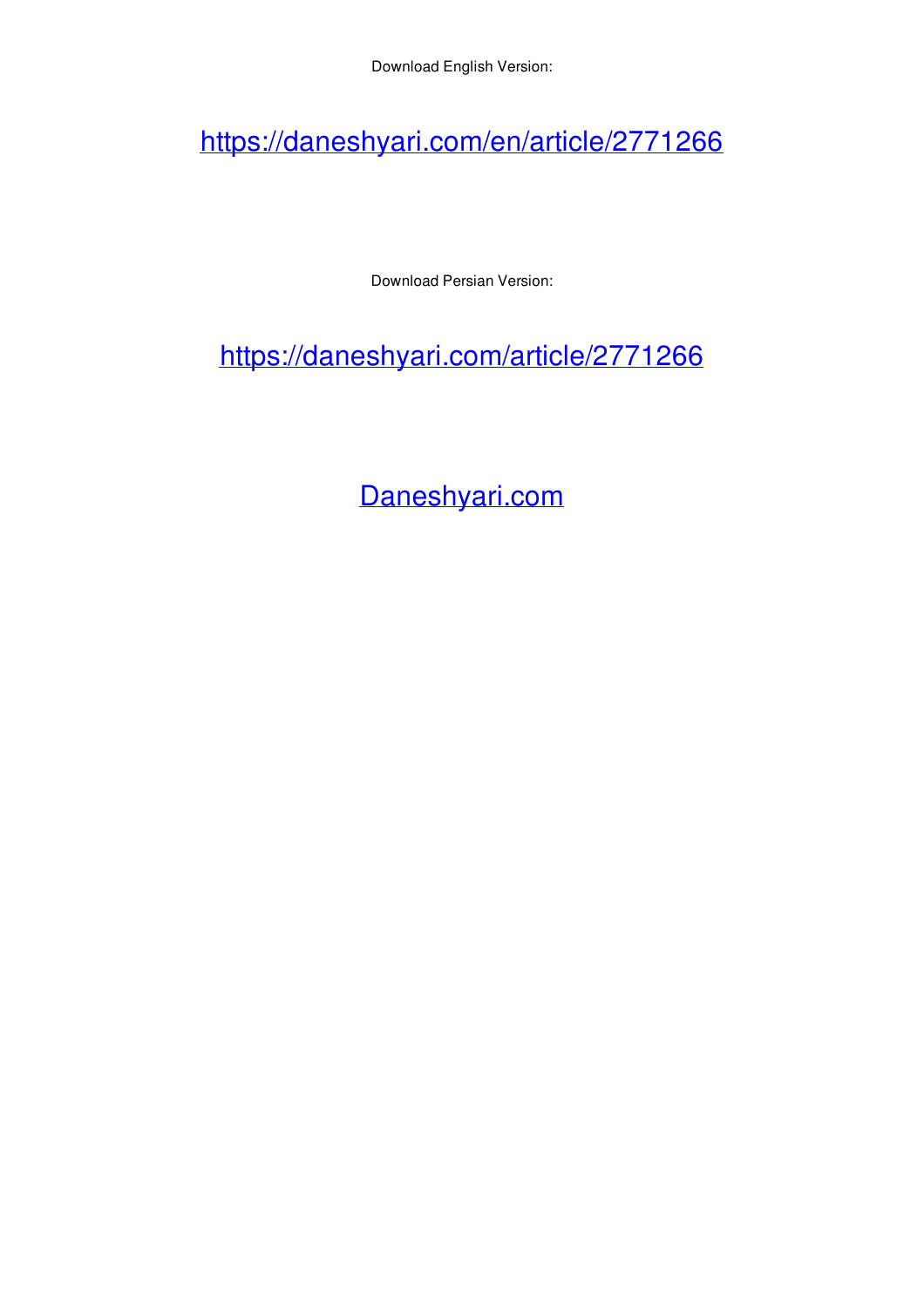Download English Version:

https://daneshyari.com/en/article/2771266

Download Persian Version:

https://daneshyari.com/article/2771266

Daneshyari.com